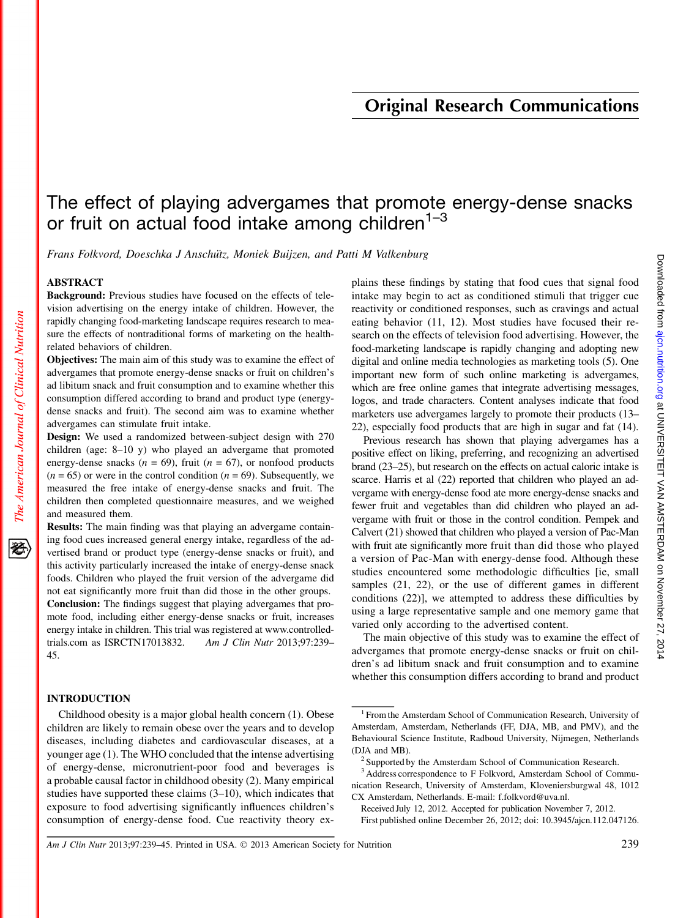## Original Research Communications

# The effect of playing advergames that promote energy-dense snacks or fruit on actual food intake among children[1–3]

*Frans Folkvord, Doeschka J Anschütz, Moniek Buijzen, and Patti M Valkenburg*

## ABSTRACT

**Background:** Previous studies have focused on the effects of television advertising on the energy intake of children. However, the rapidly changing food-marketing landscape requires research to measure the effects of nontraditional forms of marketing on the health-related behaviors of children.

**Objectives:** The main aim of this study was to examine the effect of advergames that promote energy-dense snacks or fruit on children's ad libitum snack and fruit consumption and to examine whether this consumption differed according to brand and product type (energy-dense snacks and fruit). The second aim was to examine whether advergames can stimulate fruit intake.

**Design:** We used a randomized between-subject design with 270 children (age: 8–10 y) who played an advergame that promoted energy-dense snacks ($n$ = 69), fruit ($n$ = 67), or nonfood products ($n$ = 65) or were in the control condition ($n$ = 69). Subsequently, we measured the free intake of energy-dense snacks and fruit. The children then completed questionnaire measures, and we weighed and measured them.

**Results:** The main finding was that playing an advergame containing food cues increased general energy intake, regardless of the advertised brand or product type (energy-dense snacks or fruit), and this activity particularly increased the intake of energy-dense snack foods. Children who played the fruit version of the advergame did not eat significantly more fruit than did those in the other groups.

**Conclusion:** The findings suggest that playing advergames that promote food, including either energy-dense snacks or fruit, increases energy intake in children. This trial was registered at www.controlled-trials.com as ISRCTN17013832. *Am J Clin Nutr* 2013;97:239–45.

## INTRODUCTION

Childhood obesity is a major global health concern (1). Obese children are likely to remain obese over the years and to develop diseases, including diabetes and cardiovascular diseases, at a younger age (1). The WHO concluded that the intense advertising of energy-dense, micronutrient-poor food and beverages is a probable causal factor in childhood obesity (2). Many empirical studies have supported these claims (3–10), which indicates that exposure to food advertising significantly influences children's consumption of energy-dense food. Cue reactivity theory explains these findings by stating that food cues that signal food intake may begin to act as conditioned stimuli that trigger cue reactivity or conditioned responses, such as cravings and actual eating behavior (11, 12). Most studies have focused their research on the effects of television food advertising. However, the food-marketing landscape is rapidly changing and adopting new digital and online media technologies as marketing tools (5). One important new form of such online marketing is advergames, which are free online games that integrate advertising messages, logos, and trade characters. Content analyses indicate that food marketers use advergames largely to promote their products (13–22), especially food products that are high in sugar and fat (14).

Previous research has shown that playing advergames has a positive effect on liking, preferring, and recognizing an advertised brand (23–25), but research on the effects on actual caloric intake is scarce. Harris et al (22) reported that children who played an advergame with energy-dense food ate more energy-dense snacks and fewer fruit and vegetables than did children who played an advergame with fruit or those in the control condition. Pempek and Calvert (21) showed that children who played a version of Pac-Man with fruit ate significantly more fruit than did those who played a version of Pac-Man with energy-dense food. Although these studies encountered some methodologic difficulties [ie, small samples (21, 22), or the use of different games in different conditions (22)], we attempted to address these difficulties by using a large representative sample and one memory game that varied only according to the advertised content.

The main objective of this study was to examine the effect of advergames that promote energy-dense snacks or fruit on children's ad libitum snack and fruit consumption and to examine whether this consumption differs according to brand and product

---

[1] From the Amsterdam School of Communication Research, University of Amsterdam, Amsterdam, Netherlands (FF, DJA, MB, and PMV), and the Behavioural Science Institute, Radboud University, Nijmegen, Netherlands (DJA and MB).

[2] Supported by the Amsterdam School of Communication Research.

[3] Address correspondence to F Folkvord, Amsterdam School of Communication Research, University of Amsterdam, Kloveniersburgwal 48, 1012 CX Amsterdam, Netherlands. E-mail: f.folkvord@uva.nl.

Received July 12, 2012. Accepted for publication November 7, 2012.

First published online December 26, 2012; doi: 10.3945/ajcn.112.047126.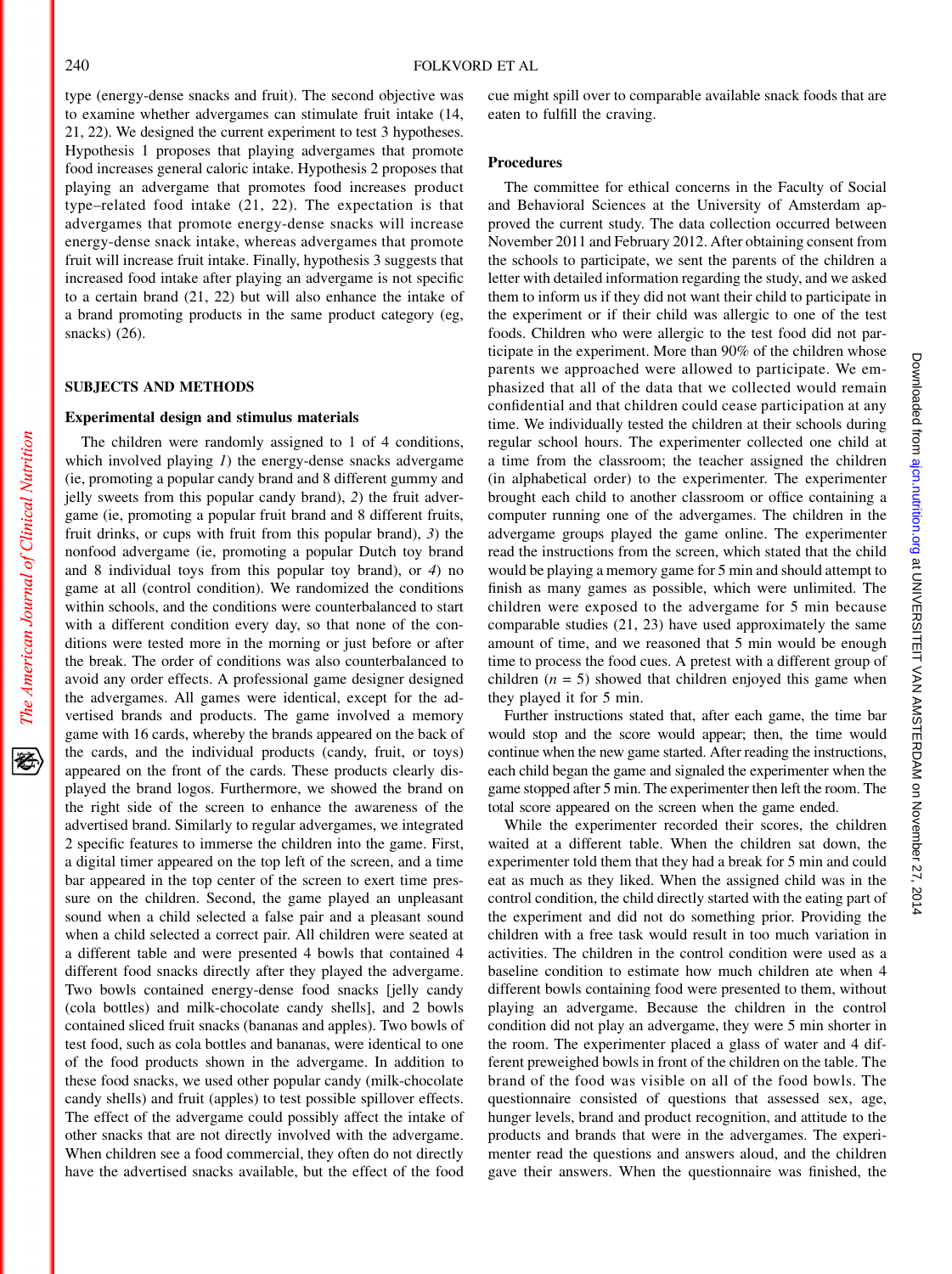type (energy-dense snacks and fruit). The second objective was to examine whether advergames can stimulate fruit intake (14, 21, 22). We designed the current experiment to test 3 hypotheses. Hypothesis 1 proposes that playing advergames that promote food increases general caloric intake. Hypothesis 2 proposes that playing an advergame that promotes food increases product type–related food intake (21, 22). The expectation is that advergames that promote energy-dense snacks will increase energy-dense snack intake, whereas advergames that promote fruit will increase fruit intake. Finally, hypothesis 3 suggests that increased food intake after playing an advergame is not specific to a certain brand (21, 22) but will also enhance the intake of a brand promoting products in the same product category (eg, snacks) (26).

## SUBJECTS AND METHODS

### Experimental design and stimulus materials

The children were randomly assigned to 1 of 4 conditions, which involved playing *1*) the energy-dense snacks advergame (ie, promoting a popular candy brand and 8 different gummy and jelly sweets from this popular candy brand), *2*) the fruit advergame (ie, promoting a popular fruit brand and 8 different fruits, fruit drinks, or cups with fruit from this popular brand), *3*) the nonfood advergame (ie, promoting a popular Dutch toy brand and 8 individual toys from this popular toy brand), or *4*) no game at all (control condition). We randomized the conditions within schools, and the conditions were counterbalanced to start with a different condition every day, so that none of the conditions were tested more in the morning or just before or after the break. The order of conditions was also counterbalanced to avoid any order effects. A professional game designer designed the advergames. All games were identical, except for the advertised brands and products. The game involved a memory game with 16 cards, whereby the brands appeared on the back of the cards, and the individual products (candy, fruit, or toys) appeared on the front of the cards. These products clearly displayed the brand logos. Furthermore, we showed the brand on the right side of the screen to enhance the awareness of the advertised brand. Similarly to regular advergames, we integrated 2 specific features to immerse the children into the game. First, a digital timer appeared on the top left of the screen, and a time bar appeared in the top center of the screen to exert time pressure on the children. Second, the game played an unpleasant sound when a child selected a false pair and a pleasant sound when a child selected a correct pair. All children were seated at a different table and were presented 4 bowls that contained 4 different food snacks directly after they played the advergame. Two bowls contained energy-dense food snacks [jelly candy (cola bottles) and milk-chocolate candy shells], and 2 bowls contained sliced fruit snacks (bananas and apples). Two bowls of test food, such as cola bottles and bananas, were identical to one of the food products shown in the advergame. In addition to these food snacks, we used other popular candy (milk-chocolate candy shells) and fruit (apples) to test possible spillover effects. The effect of the advergame could possibly affect the intake of other snacks that are not directly involved with the advergame. When children see a food commercial, they often do not directly have the advertised snacks available, but the effect of the food cue might spill over to comparable available snack foods that are eaten to fulfill the craving.

### Procedures

The committee for ethical concerns in the Faculty of Social and Behavioral Sciences at the University of Amsterdam approved the current study. The data collection occurred between November 2011 and February 2012. After obtaining consent from the schools to participate, we sent the parents of the children a letter with detailed information regarding the study, and we asked them to inform us if they did not want their child to participate in the experiment or if their child was allergic to one of the test foods. Children who were allergic to the test food did not participate in the experiment. More than 90% of the children whose parents we approached were allowed to participate. We emphasized that all of the data that we collected would remain confidential and that children could cease participation at any time. We individually tested the children at their schools during regular school hours. The experimenter collected one child at a time from the classroom; the teacher assigned the children (in alphabetical order) to the experimenter. The experimenter brought each child to another classroom or office containing a computer running one of the advergames. The children in the advergame groups played the game online. The experimenter read the instructions from the screen, which stated that the child would be playing a memory game for 5 min and should attempt to finish as many games as possible, which were unlimited. The children were exposed to the advergame for 5 min because comparable studies (21, 23) have used approximately the same amount of time, and we reasoned that 5 min would be enough time to process the food cues. A pretest with a different group of children ($n$ = 5) showed that children enjoyed this game when they played it for 5 min.

Further instructions stated that, after each game, the time bar would stop and the score would appear; then, the time would continue when the new game started. After reading the instructions, each child began the game and signaled the experimenter when the game stopped after 5 min. The experimenter then left the room. The total score appeared on the screen when the game ended.

While the experimenter recorded their scores, the children waited at a different table. When the children sat down, the experimenter told them that they had a break for 5 min and could eat as much as they liked. When the assigned child was in the control condition, the child directly started with the eating part of the experiment and did not do something prior. Providing the children with a free task would result in too much variation in activities. The children in the control condition were used as a baseline condition to estimate how much children ate when 4 different bowls containing food were presented to them, without playing an advergame. Because the children in the control condition did not play an advergame, they were 5 min shorter in the room. The experimenter placed a glass of water and 4 different preweighed bowls in front of the children on the table. The brand of the food was visible on all of the food bowls. The questionnaire consisted of questions that assessed sex, age, hunger levels, brand and product recognition, and attitude to the products and brands that were in the advergames. The experimenter read the questions and answers aloud, and the children gave their answers. When the questionnaire was finished, the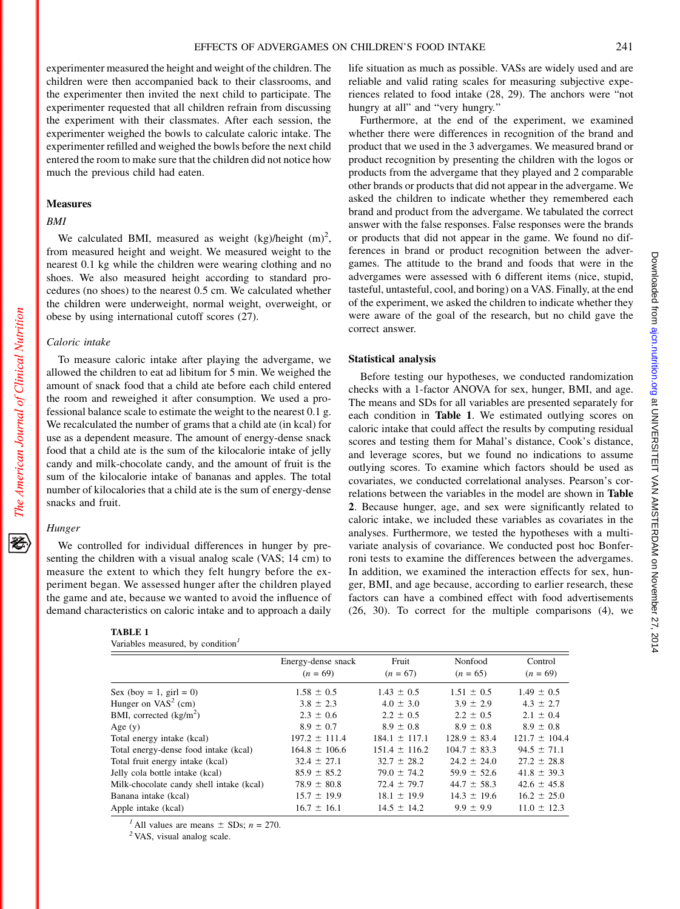experimenter measured the height and weight of the children. The children were then accompanied back to their classrooms, and the experimenter then invited the next child to participate. The experimenter requested that all children refrain from discussing the experiment with their classmates. After each session, the experimenter weighed the bowls to calculate caloric intake. The experimenter refilled and weighed the bowls before the next child entered the room to make sure that the children did not notice how much the previous child had eaten.

### Measures

#### *BMI*

We calculated BMI, measured as weight (kg)/height $(m)^2$, from measured height and weight. We measured weight to the nearest 0.1 kg while the children were wearing clothing and no shoes. We also measured height according to standard procedures (no shoes) to the nearest 0.5 cm. We calculated whether the children were underweight, normal weight, overweight, or obese by using international cutoff scores (27).

#### *Caloric intake*

To measure caloric intake after playing the advergame, we allowed the children to eat ad libitum for 5 min. We weighed the amount of snack food that a child ate before each child entered the room and reweighed it after consumption. We used a professional balance scale to estimate the weight to the nearest 0.1 g. We recalculated the number of grams that a child ate (in kcal) for use as a dependent measure. The amount of energy-dense snack food that a child ate is the sum of the kilocalorie intake of jelly candy and milk-chocolate candy, and the amount of fruit is the sum of the kilocalorie intake of bananas and apples. The total number of kilocalories that a child ate is the sum of energy-dense snacks and fruit.

#### *Hunger*

We controlled for individual differences in hunger by presenting the children with a visual analog scale (VAS; 14 cm) to measure the extent to which they felt hungry before the experiment began. We assessed hunger after the children played the game and ate, because we wanted to avoid the influence of demand characteristics on caloric intake and to approach a daily life situation as much as possible. VASs are widely used and are reliable and valid rating scales for measuring subjective experiences related to food intake (28, 29). The anchors were "not hungry at all" and "very hungry."

Furthermore, at the end of the experiment, we examined whether there were differences in recognition of the brand and product that we used in the 3 advergames. We measured brand or product recognition by presenting the children with the logos or products from the advergame that they played and 2 comparable other brands or products that did not appear in the advergame. We asked the children to indicate whether they remembered each brand and product from the advergame. We tabulated the correct answer with the false responses. False responses were the brands or products that did not appear in the game. We found no differences in brand or product recognition between the advergames. The attitude to the brand and foods that were in the advergames were assessed with 6 different items (nice, stupid, tasteful, untasteful, cool, and boring) on a VAS. Finally, at the end of the experiment, we asked the children to indicate whether they were aware of the goal of the research, but no child gave the correct answer.

### Statistical analysis

Before testing our hypotheses, we conducted randomization checks with a 1-factor ANOVA for sex, hunger, BMI, and age. The means and SDs for all variables are presented separately for each condition in **Table 1**. We estimated outlying scores on caloric intake that could affect the results by computing residual scores and testing them for Mahal's distance, Cook's distance, and leverage scores, but we found no indications to assume outlying scores. To examine which factors should be used as covariates, we conducted correlational analyses. Pearson's correlations between the variables in the model are shown in **Table 2**. Because hunger, age, and sex were significantly related to caloric intake, we included these variables as covariates in the analyses. Furthermore, we tested the hypotheses with a multivariate analysis of covariance. We conducted post hoc Bonferroni tests to examine the differences between the advergames. In addition, we examined the interaction effects for sex, hunger, BMI, and age because, according to earlier research, these factors can have a combined effect with food advertisements (26, 30). To correct for the multiple comparisons (4), we

**TABLE 1**
Variables measured, by condition[1]

| | Energy-dense snack ($n$ = 69) | Fruit ($n$ = 67) | Nonfood ($n$ = 65) | Control ($n$ = 69) |
|---|---|---|---|---|
| Sex (boy = 1, girl = 0) | 1.58 ± 0.5 | 1.43 ± 0.5 | 1.51 ± 0.5 | 1.49 ± 0.5 |
| Hunger on VAS[2] (cm) | 3.8 ± 2.3 | 4.0 ± 3.0 | 3.9 ± 2.9 | 4.3 ± 2.7 |
| BMI, corrected (kg/m$^2$) | 2.3 ± 0.6 | 2.2 ± 0.5 | 2.2 ± 0.5 | 2.1 ± 0.4 |
| Age (y) | 8.9 ± 0.7 | 8.9 ± 0.8 | 8.9 ± 0.8 | 8.9 ± 0.8 |
| Total energy intake (kcal) | 197.2 ± 111.4 | 184.1 ± 117.1 | 128.9 ± 83.4 | 121.7 ± 104.4 |
| Total energy-dense food intake (kcal) | 164.8 ± 106.6 | 151.4 ± 116.2 | 104.7 ± 83.3 | 94.5 ± 71.1 |
| Total fruit energy intake (kcal) | 32.4 ± 27.1 | 32.7 ± 28.2 | 24.2 ± 24.0 | 27.2 ± 28.8 |
| Jelly cola bottle intake (kcal) | 85.9 ± 85.2 | 79.0 ± 74.2 | 59.9 ± 52.6 | 41.8 ± 39.3 |
| Milk-chocolate candy shell intake (kcal) | 78.9 ± 80.8 | 72.4 ± 79.7 | 44.7 ± 58.3 | 42.6 ± 45.8 |
| Banana intake (kcal) | 15.7 ± 19.9 | 18.1 ± 19.9 | 14.3 ± 19.6 | 16.2 ± 25.0 |
| Apple intake (kcal) | 16.7 ± 16.1 | 14.5 ± 14.2 | 9.9 ± 9.9 | 11.0 ± 12.3 |

[1] All values are means ± SDs; $n$ = 270.
[2] VAS, visual analog scale.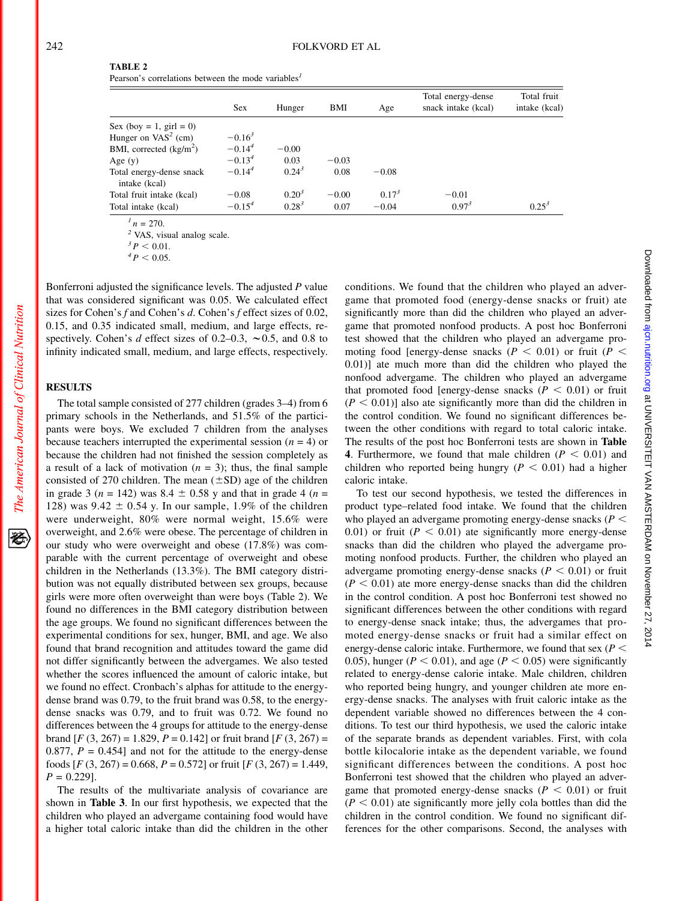**TABLE 2**

Pearson's correlations between the mode variables[1]

| | Sex | Hunger | BMI | Age | Total energy-dense snack intake (kcal) | Total fruit intake (kcal) |
|---|---|---|---|---|---|---|
| Sex (boy = 1, girl = 0) | | | | | | |
| Hunger on VAS[2] (cm) | −0.16[3] | | | | | |
| BMI, corrected (kg/m$^2$) | −0.14[4] | −0.00 | | | | |
| Age (y) | −0.13[4] | 0.03 | −0.03 | | | |
| Total energy-dense snack intake (kcal) | −0.14[4] | 0.24[3] | 0.08 | −0.08 | | |
| Total fruit intake (kcal) | −0.08 | 0.20[3] | −0.00 | 0.17[3] | −0.01 | |
| Total intake (kcal) | −0.15[4] | 0.28[3] | 0.07 | −0.04 | 0.97[3] | 0.25[3] |

[1] $n$ = 270.
[2] VAS, visual analog scale.
[3] $P < 0.01$.
[4] $P < 0.05$.

Bonferroni adjusted the significance levels. The adjusted $P$ value that was considered significant was 0.05. We calculated effect sizes for Cohen's $f$ and Cohen's $d$. Cohen's $f$ effect sizes of 0.02, 0.15, and 0.35 indicated small, medium, and large effects, respectively. Cohen's $d$ effect sizes of 0.2–0.3, ∼0.5, and 0.8 to infinity indicated small, medium, and large effects, respectively.

## RESULTS

The total sample consisted of 277 children (grades 3–4) from 6 primary schools in the Netherlands, and 51.5% of the participants were boys. We excluded 7 children from the analyses because teachers interrupted the experimental session ($n$ = 4) or because the children had not finished the session completely as a result of a lack of motivation ($n$ = 3); thus, the final sample consisted of 270 children. The mean (±SD) age of the children in grade 3 ($n$ = 142) was 8.4 ± 0.58 y and that in grade 4 ($n$ = 128) was 9.42 ± 0.54 y. In our sample, 1.9% of the children were underweight, 80% were normal weight, 15.6% were overweight, and 2.6% were obese. The percentage of children in our study who were overweight and obese (17.8%) was comparable with the current percentage of overweight and obese children in the Netherlands (13.3%). The BMI category distribution was not equally distributed between sex groups, because girls were more often overweight than were boys (Table 2). We found no differences in the BMI category distribution between the age groups. We found no significant differences between the experimental conditions for sex, hunger, BMI, and age. We also found that brand recognition and attitudes toward the game did not differ significantly between the advergames. We also tested whether the scores influenced the amount of caloric intake, but we found no effect. Cronbach's alphas for attitude to the energy-dense brand was 0.79, to the fruit brand was 0.58, to the energy-dense snacks was 0.79, and to fruit was 0.72. We found no differences between the 4 groups for attitude to the energy-dense brand [$F$ (3, 267) = 1.829, $P$ = 0.142] or fruit brand [$F$ (3, 267) = 0.877, $P$ = 0.454] and not for the attitude to the energy-dense foods [$F$ (3, 267) = 0.668, $P$ = 0.572] or fruit [$F$ (3, 267) = 1.449, $P$ = 0.229].

The results of the multivariate analysis of covariance are shown in **Table 3**. In our first hypothesis, we expected that the children who played an advergame containing food would have a higher total caloric intake than did the children in the other conditions. We found that the children who played an advergame that promoted food (energy-dense snacks or fruit) ate significantly more than did the children who played an advergame that promoted nonfood products. A post hoc Bonferroni test showed that the children who played an advergame promoting food [energy-dense snacks ($P < 0.01$) or fruit ($P < 0.01$)] ate much more than did the children who played the nonfood advergame. The children who played an advergame that promoted food [energy-dense snacks ($P < 0.01$) or fruit ($P < 0.01$)] also ate significantly more than did the children in the control condition. We found no significant differences between the other conditions with regard to total caloric intake. The results of the post hoc Bonferroni tests are shown in **Table 4**. Furthermore, we found that male children ($P < 0.01$) and children who reported being hungry ($P < 0.01$) had a higher caloric intake.

To test our second hypothesis, we tested the differences in product type–related food intake. We found that the children who played an advergame promoting energy-dense snacks ($P < 0.01$) or fruit ($P < 0.01$) ate significantly more energy-dense snacks than did the children who played the advergame promoting nonfood products. Further, the children who played an advergame promoting energy-dense snacks ($P < 0.01$) or fruit ($P < 0.01$) ate more energy-dense snacks than did the children in the control condition. A post hoc Bonferroni test showed no significant differences between the other conditions with regard to energy-dense snack intake; thus, the advergames that promoted energy-dense snacks or fruit had a similar effect on energy-dense caloric intake. Furthermore, we found that sex ($P < 0.05$), hunger ($P < 0.01$), and age ($P < 0.05$) were significantly related to energy-dense calorie intake. Male children, children who reported being hungry, and younger children ate more energy-dense snacks. The analyses with fruit caloric intake as the dependent variable showed no differences between the 4 conditions. To test our third hypothesis, we used the caloric intake of the separate brands as dependent variables. First, with cola bottle kilocalorie intake as the dependent variable, we found significant differences between the conditions. A post hoc Bonferroni test showed that the children who played an advergame that promoted energy-dense snacks ($P < 0.01$) or fruit ($P < 0.01$) ate significantly more jelly cola bottles than did the children in the control condition. We found no significant differences for the other comparisons. Second, the analyses with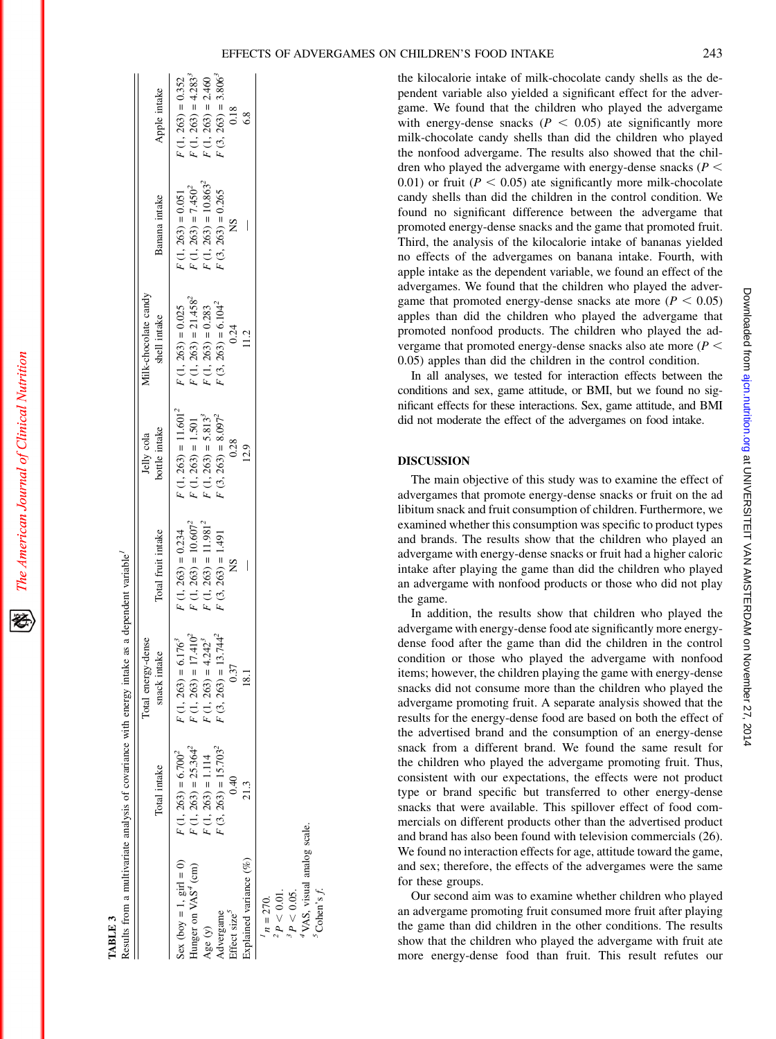**TABLE 3**

Results from a multivariate analysis of covariance with energy intake as a dependent variable[1]

| | Total intake | Total energy-dense snack intake | Total fruit intake | Jelly cola bottle intake | Milk-chocolate candy shell intake | Banana intake | Apple intake |
|---|---|---|---|---|---|---|---|
| Sex (boy = 1, girl = 0) | $F$ (1, 263) = 6.700[2] | $F$ (1, 263) = 6.176[3] | $F$ (1, 263) = 0.234 | $F$ (1, 263) = 11.601[2] | $F$ (1, 263) = 0.025 | $F$ (1, 263) = 0.051 | $F$ (1, 263) = 0.352 |
| Hunger on VAS[4] (cm) | $F$ (1, 263) = 25.364[2] | $F$ (1, 263) = 17.410[2] | $F$ (1, 263) = 10.607[2] | $F$ (1, 263) = 1.501 | $F$ (1, 263) = 21.458[2] | $F$ (1, 263) = 7.450[2] | $F$ (1, 263) = 4.283[3] |
| Age (y) | $F$ (1, 263) = 1.114 | $F$ (1, 263) = 4.242[3] | $F$ (1, 263) = 11.981[2] | $F$ (1, 263) = 5.813[3] | $F$ (1, 263) = 0.283 | $F$ (1, 263) = 10.863[2] | $F$ (1, 263) = 2.460 |
| Advergame | $F$ (3, 263) = 15.703[2] | $F$ (3, 263) = 13.744[2] | $F$ (3, 263) = 1.491 | $F$ (3, 263) = 8.097[2] | $F$ (3, 263) = 6.104[2] | $F$ (3, 263) = 0.265 | $F$ (3, 263) = 3.806[3] |
| Effect size[5] | 0.40 | 0.37 | NS | 0.28 | 0.24 | NS | 0.18 |
| Explained variance (%) | 21.3 | 18.1 | — | 12.9 | 11.2 | — | 6.8 |

[1] $n$ = 270.
[2] $P < 0.01$.
[3] $P < 0.05$.
[4] VAS, visual analog scale.
[5] Cohen's $f$.

the kilocalorie intake of milk-chocolate candy shells as the dependent variable also yielded a significant effect for the advergame. We found that the children who played the advergame with energy-dense snacks ($P < 0.05$) ate significantly more milk-chocolate candy shells than did the children who played the nonfood advergame. The results also showed that the children who played the advergame with energy-dense snacks ($P < 0.01$) or fruit ($P < 0.05$) ate significantly more milk-chocolate candy shells than did the children in the control condition. We found no significant difference between the advergame that promoted energy-dense snacks and the game that promoted fruit. Third, the analysis of the kilocalorie intake of bananas yielded no effects of the advergames on banana intake. Fourth, with apple intake as the dependent variable, we found an effect of the advergames. We found that the children who played the advergame that promoted energy-dense snacks ate more ($P < 0.05$) apples than did the children who played the advergame that promoted nonfood products. The children who played the advergame that promoted energy-dense snacks also ate more ($P < 0.05$) apples than did the children in the control condition.

In all analyses, we tested for interaction effects between the conditions and sex, game attitude, or BMI, but we found no significant effects for these interactions. Sex, game attitude, and BMI did not moderate the effect of the advergames on food intake.

## DISCUSSION

The main objective of this study was to examine the effect of advergames that promote energy-dense snacks or fruit on the ad libitum snack and fruit consumption of children. Furthermore, we examined whether this consumption was specific to product types and brands. The results show that the children who played an advergame with energy-dense snacks or fruit had a higher caloric intake after playing the game than did the children who played an advergame with nonfood products or those who did not play the game.

In addition, the results show that children who played the advergame with energy-dense food ate significantly more energy-dense food after the game than did the children in the control condition or those who played the advergame with nonfood items; however, the children playing the game with energy-dense snacks did not consume more than the children who played the advergame promoting fruit. A separate analysis showed that the results for the energy-dense food are based on both the effect of the advertised brand and the consumption of an energy-dense snack from a different brand. We found the same result for the children who played the advergame promoting fruit. Thus, consistent with our expectations, the effects were not product type or brand specific but transferred to other energy-dense snacks that were available. This spillover effect of food commercials on different products other than the advertised product and brand has also been found with television commercials (26). We found no interaction effects for age, attitude toward the game, and sex; therefore, the effects of the advergames were the same for these groups.

Our second aim was to examine whether children who played an advergame promoting fruit consumed more fruit after playing the game than did children in the other conditions. The results show that the children who played the advergame with fruit ate more energy-dense food than fruit. This result refutes our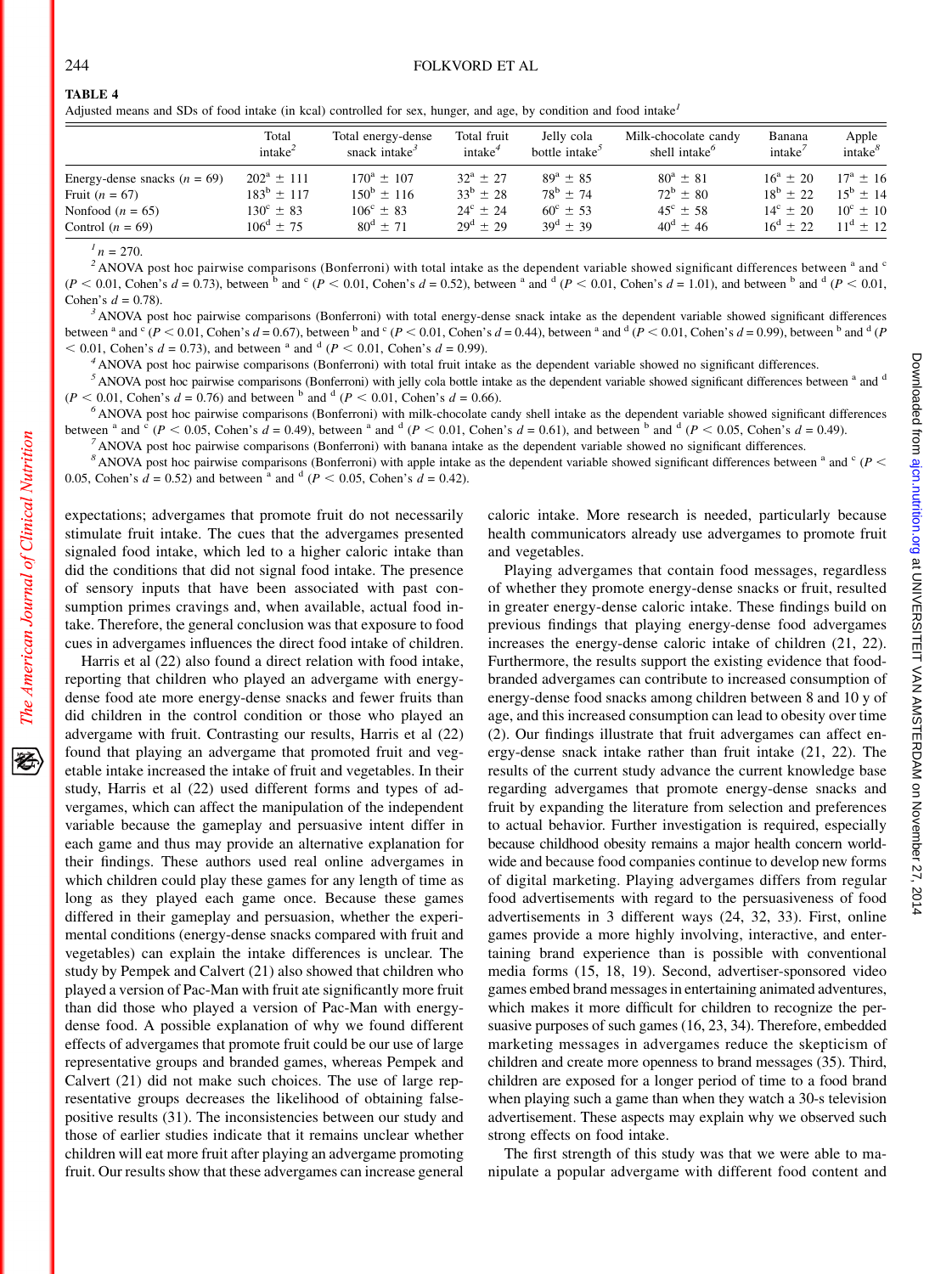**TABLE 4**

Adjusted means and SDs of food intake (in kcal) controlled for sex, hunger, and age, by condition and food intake[1]

| | Total intake[2] | Total energy-dense snack intake[3] | Total fruit intake[4] | Jelly cola bottle intake[5] | Milk-chocolate candy shell intake[6] | Banana intake[7] | Apple intake[8] |
|---|---|---|---|---|---|---|---|
| Energy-dense snacks ($n$ = 69) | 202[a] ± 111 | 170[a] ± 107 | 32[a] ± 27 | 89[a] ± 85 | 80[a] ± 81 | 16[a] ± 20 | 17[a] ± 16 |
| Fruit ($n$ = 67) | 183[b] ± 117 | 150[b] ± 116 | 33[b] ± 28 | 78[b] ± 74 | 72[b] ± 80 | 18[b] ± 22 | 15[b] ± 14 |
| Nonfood ($n$ = 65) | 130[c] ± 83 | 106[c] ± 83 | 24[c] ± 24 | 60[c] ± 53 | 45[c] ± 58 | 14[c] ± 20 | 10[c] ± 10 |
| Control ($n$ = 69) | 106[d] ± 75 | 80[d] ± 71 | 29[d] ± 29 | 39[d] ± 39 | 40[d] ± 46 | 16[d] ± 22 | 11[d] ± 12 |

[1] $n$ = 270.

[2] ANOVA post hoc pairwise comparisons (Bonferroni) with total intake as the dependent variable showed significant differences between [a] and [c] ($P < 0.01$, Cohen's $d$ = 0.73), between [b] and [c] ($P < 0.01$, Cohen's $d$ = 0.52), between [a] and [d] ($P < 0.01$, Cohen's $d$ = 1.01), and between [b] and [d] ($P < 0.01$, Cohen's $d$ = 0.78).

[3] ANOVA post hoc pairwise comparisons (Bonferroni) with total energy-dense snack intake as the dependent variable showed significant differences between [a] and [c] ($P < 0.01$, Cohen's $d$ = 0.67), between [b] and [c] ($P < 0.01$, Cohen's $d$ = 0.44), between [a] and [d] ($P < 0.01$, Cohen's $d$ = 0.99), between [b] and [d] ($P < 0.01$, Cohen's $d$ = 0.73), and between [a] and [d] ($P < 0.01$, Cohen's $d$ = 0.99).

[4] ANOVA post hoc pairwise comparisons (Bonferroni) with total fruit intake as the dependent variable showed no significant differences.

[5] ANOVA post hoc pairwise comparisons (Bonferroni) with jelly cola bottle intake as the dependent variable showed significant differences between [a] and [d] ($P < 0.01$, Cohen's $d$ = 0.76) and between [b] and [d] ($P < 0.01$, Cohen's $d$ = 0.66).

[6] ANOVA post hoc pairwise comparisons (Bonferroni) with milk-chocolate candy shell intake as the dependent variable showed significant differences between [a] and [c] ($P < 0.05$, Cohen's $d$ = 0.49), between [a] and [d] ($P < 0.01$, Cohen's $d$ = 0.61), and between [b] and [d] ($P < 0.05$, Cohen's $d$ = 0.49).

[7] ANOVA post hoc pairwise comparisons (Bonferroni) with banana intake as the dependent variable showed no significant differences.

[8] ANOVA post hoc pairwise comparisons (Bonferroni) with apple intake as the dependent variable showed significant differences between [a] and [c] ($P < 0.05$, Cohen's $d$ = 0.52) and between [a] and [d] ($P < 0.05$, Cohen's $d$ = 0.42).

expectations; advergames that promote fruit do not necessarily stimulate fruit intake. The cues that the advergames presented signaled food intake, which led to a higher caloric intake than did the conditions that did not signal food intake. The presence of sensory inputs that have been associated with past consumption primes cravings and, when available, actual food intake. Therefore, the general conclusion was that exposure to food cues in advergames influences the direct food intake of children.

Harris et al (22) also found a direct relation with food intake, reporting that children who played an advergame with energy-dense food ate more energy-dense snacks and fewer fruits than did children in the control condition or those who played an advergame with fruit. Contrasting our results, Harris et al (22) found that playing an advergame that promoted fruit and vegetable intake increased the intake of fruit and vegetables. In their study, Harris et al (22) used different forms and types of advergames, which can affect the manipulation of the independent variable because the gameplay and persuasive intent differ in each game and thus may provide an alternative explanation for their findings. These authors used real online advergames in which children could play these games for any length of time as long as they played each game once. Because these games differed in their gameplay and persuasion, whether the experimental conditions (energy-dense snacks compared with fruit and vegetables) can explain the intake differences is unclear. The study by Pempek and Calvert (21) also showed that children who played a version of Pac-Man with fruit ate significantly more fruit than did those who played a version of Pac-Man with energy-dense food. A possible explanation of why we found different effects of advergames that promote fruit could be our use of large representative groups and branded games, whereas Pempek and Calvert (21) did not make such choices. The use of large representative groups decreases the likelihood of obtaining false-positive results (31). The inconsistencies between our study and those of earlier studies indicate that it remains unclear whether children will eat more fruit after playing an advergame promoting fruit. Our results show that these advergames can increase general caloric intake. More research is needed, particularly because health communicators already use advergames to promote fruit and vegetables.

Playing advergames that contain food messages, regardless of whether they promote energy-dense snacks or fruit, resulted in greater energy-dense caloric intake. These findings build on previous findings that playing energy-dense food advergames increases the energy-dense caloric intake of children (21, 22). Furthermore, the results support the existing evidence that food-branded advergames can contribute to increased consumption of energy-dense food snacks among children between 8 and 10 y of age, and this increased consumption can lead to obesity over time (2). Our findings illustrate that fruit advergames can affect energy-dense snack intake rather than fruit intake (21, 22). The results of the current study advance the current knowledge base regarding advergames that promote energy-dense snacks and fruit by expanding the literature from selection and preferences to actual behavior. Further investigation is required, especially because childhood obesity remains a major health concern worldwide and because food companies continue to develop new forms of digital marketing. Playing advergames differs from regular food advertisements with regard to the persuasiveness of food advertisements in 3 different ways (24, 32, 33). First, online games provide a more highly involving, interactive, and entertaining brand experience than is possible with conventional media forms (15, 18, 19). Second, advertiser-sponsored video games embed brand messages in entertaining animated adventures, which makes it more difficult for children to recognize the persuasive purposes of such games (16, 23, 34). Therefore, embedded marketing messages in advergames reduce the skepticism of children and create more openness to brand messages (35). Third, children are exposed for a longer period of time to a food brand when playing such a game than when they watch a 30-s television advertisement. These aspects may explain why we observed such strong effects on food intake.

The first strength of this study was that we were able to manipulate a popular advergame with different food content and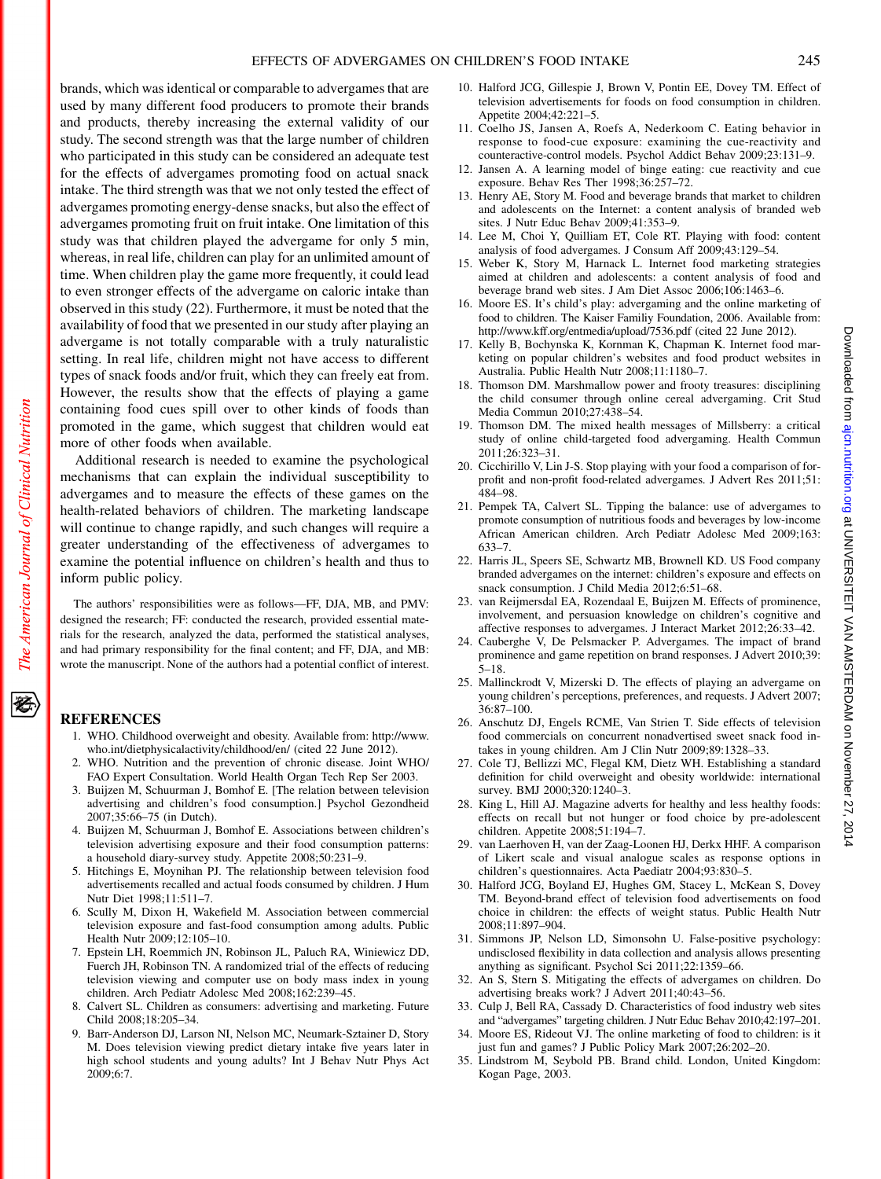brands, which was identical or comparable to advergames that are used by many different food producers to promote their brands and products, thereby increasing the external validity of our study. The second strength was that the large number of children who participated in this study can be considered an adequate test for the effects of advergames promoting food on actual snack intake. The third strength was that we not only tested the effect of advergames promoting energy-dense snacks, but also the effect of advergames promoting fruit on fruit intake. One limitation of this study was that children played the advergame for only 5 min, whereas, in real life, children can play for an unlimited amount of time. When children play the game more frequently, it could lead to even stronger effects of the advergame on caloric intake than observed in this study (22). Furthermore, it must be noted that the availability of food that we presented in our study after playing an advergame is not totally comparable with a truly naturalistic setting. In real life, children might not have access to different types of snack foods and/or fruit, which they can freely eat from. However, the results show that the effects of playing a game containing food cues spill over to other kinds of foods than promoted in the game, which suggest that children would eat more of other foods when available.

Additional research is needed to examine the psychological mechanisms that can explain the individual susceptibility to advergames and to measure the effects of these games on the health-related behaviors of children. The marketing landscape will continue to change rapidly, and such changes will require a greater understanding of the effectiveness of advergames to examine the potential influence on children's health and thus to inform public policy.

The authors' responsibilities were as follows—FF, DJA, MB, and PMV: designed the research; FF: conducted the research, provided essential materials for the research, analyzed the data, performed the statistical analyses, and had primary responsibility for the final content; and FF, DJA, and MB: wrote the manuscript. None of the authors had a potential conflict of interest.

## REFERENCES

1. WHO. Childhood overweight and obesity. Available from: http://www.who.int/dietphysicalactivity/childhood/en/ (cited 22 June 2012).
2. WHO. Nutrition and the prevention of chronic disease. Joint WHO/FAO Expert Consultation. World Health Organ Tech Rep Ser 2003.
3. Buijzen M, Schuurman J, Bomhof E. [The relation between television advertising and children's food consumption.] Psychol Gezondheid 2007;35:66–75 (in Dutch).
4. Buijzen M, Schuurman J, Bomhof E. Associations between children's television advertising exposure and their food consumption patterns: a household diary-survey study. Appetite 2008;50:231–9.
5. Hitchings E, Moynihan PJ. The relationship between television food advertisements recalled and actual foods consumed by children. J Hum Nutr Diet 1998;11:511–7.
6. Scully M, Dixon H, Wakefield M. Association between commercial television exposure and fast-food consumption among adults. Public Health Nutr 2009;12:105–10.
7. Epstein LH, Roemmich JN, Robinson JL, Paluch RA, Winiewicz DD, Fuerch JH, Robinson TN. A randomized trial of the effects of reducing television viewing and computer use on body mass index in young children. Arch Pediatr Adolesc Med 2008;162:239–45.
8. Calvert SL. Children as consumers: advertising and marketing. Future Child 2008;18:205–34.
9. Barr-Anderson DJ, Larson NI, Nelson MC, Neumark-Sztainer D, Story M. Does television viewing predict dietary intake five years later in high school students and young adults? Int J Behav Nutr Phys Act 2009;6:7.
10. Halford JCG, Gillespie J, Brown V, Pontin EE, Dovey TM. Effect of television advertisements for foods on food consumption in children. Appetite 2004;42:221–5.
11. Coelho JS, Jansen A, Roefs A, Nederkoom C. Eating behavior in response to food-cue exposure: examining the cue-reactivity and counteractive-control models. Psychol Addict Behav 2009;23:131–9.
12. Jansen A. A learning model of binge eating: cue reactivity and cue exposure. Behav Res Ther 1998;36:257–72.
13. Henry AE, Story M. Food and beverage brands that market to children and adolescents on the Internet: a content analysis of branded web sites. J Nutr Educ Behav 2009;41:353–9.
14. Lee M, Choi Y, Quilliam ET, Cole RT. Playing with food: content analysis of food advergames. J Consum Aff 2009;43:129–54.
15. Weber K, Story M, Harnack L. Internet food marketing strategies aimed at children and adolescents: a content analysis of food and beverage brand web sites. J Am Diet Assoc 2006;106:1463–6.
16. Moore ES. It's child's play: advergaming and the online marketing of food to children. The Kaiser Familiy Foundation, 2006. Available from: http://www.kff.org/entmedia/upload/7536.pdf (cited 22 June 2012).
17. Kelly B, Bochynska K, Kornman K, Chapman K. Internet food marketing on popular children's websites and food product websites in Australia. Public Health Nutr 2008;11:1180–7.
18. Thomson DM. Marshmallow power and frooty treasures: disciplining the child consumer through online cereal advergaming. Crit Stud Media Commun 2010;27:438–54.
19. Thomson DM. The mixed health messages of Millsberry: a critical study of online child-targeted food advergaming. Health Commun 2011;26:323–31.
20. Cicchirillo V, Lin J-S. Stop playing with your food a comparison of for-profit and non-profit food-related advergames. J Advert Res 2011;51:484–98.
21. Pempek TA, Calvert SL. Tipping the balance: use of advergames to promote consumption of nutritious foods and beverages by low-income African American children. Arch Pediatr Adolesc Med 2009;163:633–7.
22. Harris JL, Speers SE, Schwartz MB, Brownell KD. US Food company branded advergames on the internet: children's exposure and effects on snack consumption. J Child Media 2012;6:51–68.
23. van Reijmersdal EA, Rozendaal E, Buijzen M. Effects of prominence, involvement, and persuasion knowledge on children's cognitive and affective responses to advergames. J Interact Market 2012;26:33–42.
24. Cauberghe V, De Pelsmacker P. Advergames. The impact of brand prominence and game repetition on brand responses. J Advert 2010;39:5–18.
25. Mallinckrodt V, Mizerski D. The effects of playing an advergame on young children's perceptions, preferences, and requests. J Advert 2007;36:87–100.
26. Anschutz DJ, Engels RCME, Van Strien T. Side effects of television food commercials on concurrent nonadvertised sweet snack food intakes in young children. Am J Clin Nutr 2009;89:1328–33.
27. Cole TJ, Bellizzi MC, Flegal KM, Dietz WH. Establishing a standard definition for child overweight and obesity worldwide: international survey. BMJ 2000;320:1240–3.
28. King L, Hill AJ. Magazine adverts for healthy and less healthy foods: effects on recall but not hunger or food choice by pre-adolescent children. Appetite 2008;51:194–7.
29. van Laerhoven H, van der Zaag-Loonen HJ, Derkx HHF. A comparison of Likert scale and visual analogue scales as response options in children's questionnaires. Acta Paediatr 2004;93:830–5.
30. Halford JCG, Boyland EJ, Hughes GM, Stacey L, McKean S, Dovey TM. Beyond-brand effect of television food advertisements on food choice in children: the effects of weight status. Public Health Nutr 2008;11:897–904.
31. Simmons JP, Nelson LD, Simonsohn U. False-positive psychology: undisclosed flexibility in data collection and analysis allows presenting anything as significant. Psychol Sci 2011;22:1359–66.
32. An S, Stern S. Mitigating the effects of advergames on children. Do advertising breaks work? J Advert 2011;40:43–56.
33. Culp J, Bell RA, Cassady D. Characteristics of food industry web sites and "advergames" targeting children. J Nutr Educ Behav 2010;42:197–201.
34. Moore ES, Rideout VJ. The online marketing of food to children: is it just fun and games? J Public Policy Mark 2007;26:202–20.
35. Lindstrom M, Seybold PB. Brand child. London, United Kingdom: Kogan Page, 2003.